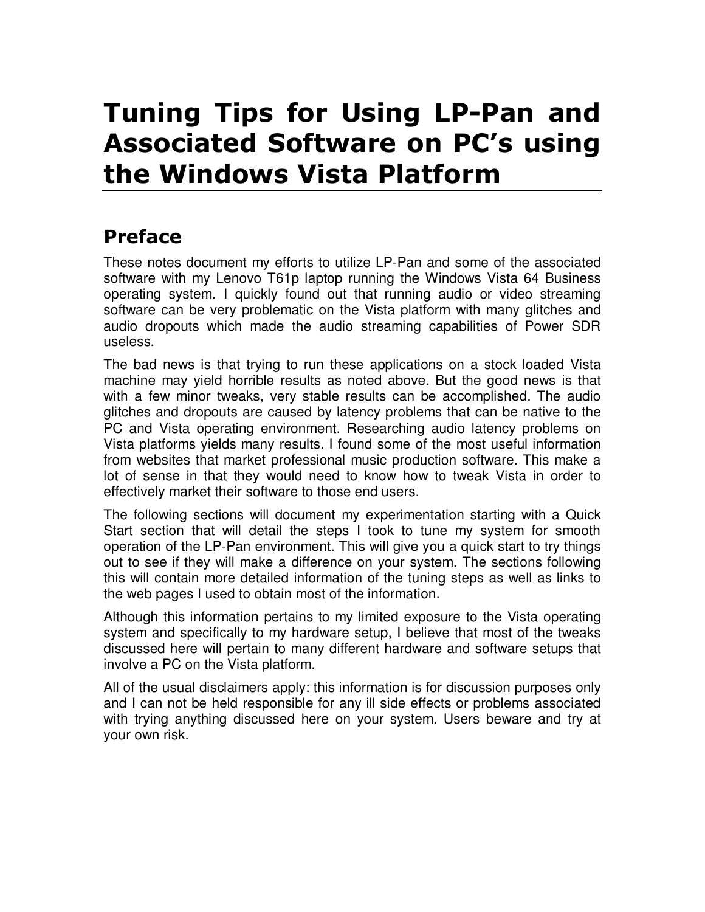# Tuning Tips for Using LP-Pan and Associated Software on PC's using the Windows Vista Platform

## Preface

These notes document my efforts to utilize LP-Pan and some of the associated software with my Lenovo T61p laptop running the Windows Vista 64 Business operating system. I quickly found out that running audio or video streaming software can be very problematic on the Vista platform with many glitches and audio dropouts which made the audio streaming capabilities of Power SDR useless.

The bad news is that trying to run these applications on a stock loaded Vista machine may yield horrible results as noted above. But the good news is that with a few minor tweaks, very stable results can be accomplished. The audio glitches and dropouts are caused by latency problems that can be native to the PC and Vista operating environment. Researching audio latency problems on Vista platforms yields many results. I found some of the most useful information from websites that market professional music production software. This make a lot of sense in that they would need to know how to tweak Vista in order to effectively market their software to those end users.

The following sections will document my experimentation starting with a Quick Start section that will detail the steps I took to tune my system for smooth operation of the LP-Pan environment. This will give you a quick start to try things out to see if they will make a difference on your system. The sections following this will contain more detailed information of the tuning steps as well as links to the web pages I used to obtain most of the information.

Although this information pertains to my limited exposure to the Vista operating system and specifically to my hardware setup, I believe that most of the tweaks discussed here will pertain to many different hardware and software setups that involve a PC on the Vista platform.

All of the usual disclaimers apply: this information is for discussion purposes only and I can not be held responsible for any ill side effects or problems associated with trying anything discussed here on your system. Users beware and try at your own risk.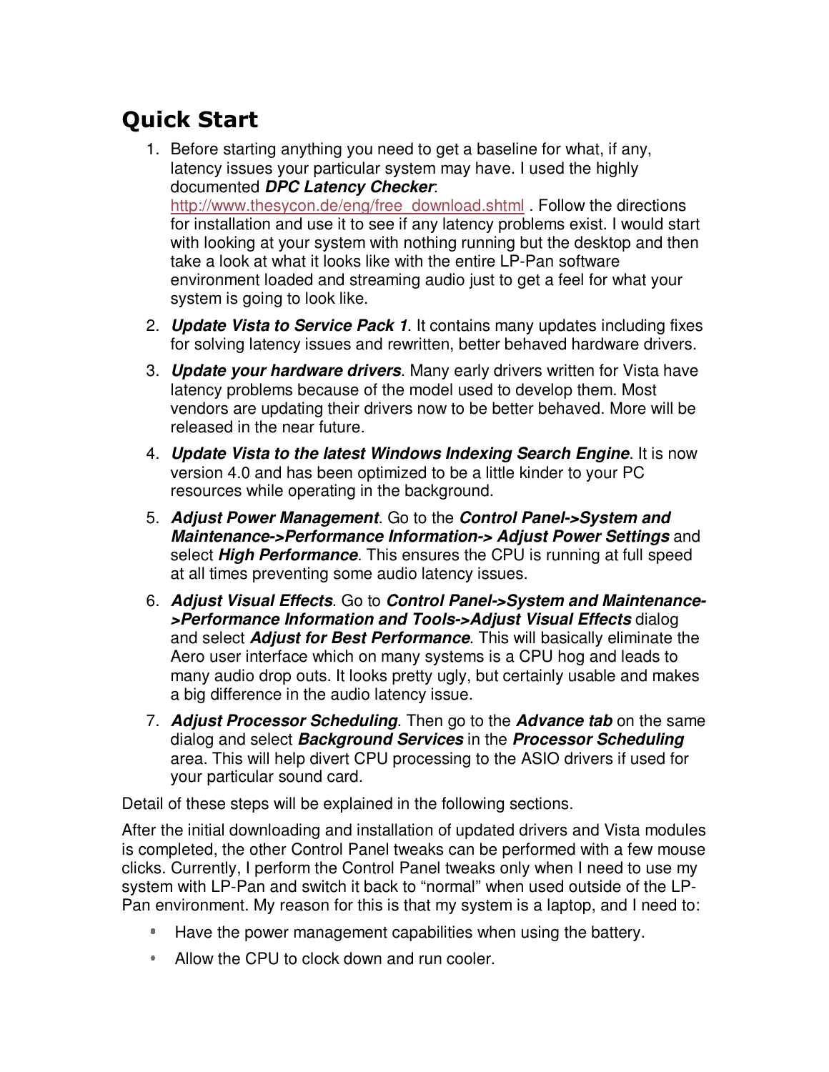## Quick Start

1. Before starting anything you need to get a baseline for what, if any, latency issues your particular system may have. I used the highly documented ***DPC Latency Checker***: http://www.thesycon.de/eng/free_download.shtml . Follow the directions for installation and use it to see if any latency problems exist. I would start with looking at your system with nothing running but the desktop and then take a look at what it looks like with the entire LP-Pan software environment loaded and streaming audio just to get a feel for what your system is going to look like.
2. ***Update Vista to Service Pack 1***. It contains many updates including fixes for solving latency issues and rewritten, better behaved hardware drivers.
3. ***Update your hardware drivers***. Many early drivers written for Vista have latency problems because of the model used to develop them. Most vendors are updating their drivers now to be better behaved. More will be released in the near future.
4. ***Update Vista to the latest Windows Indexing Search Engine***. It is now version 4.0 and has been optimized to be a little kinder to your PC resources while operating in the background.
5. ***Adjust Power Management***. Go to the ***Control Panel->System and Maintenance->Performance Information-> Adjust Power Settings*** and select ***High Performance***. This ensures the CPU is running at full speed at all times preventing some audio latency issues.
6. ***Adjust Visual Effects***. Go to ***Control Panel->System and Maintenance->Performance Information and Tools->Adjust Visual Effects*** dialog and select ***Adjust for Best Performance***. This will basically eliminate the Aero user interface which on many systems is a CPU hog and leads to many audio drop outs. It looks pretty ugly, but certainly usable and makes a big difference in the audio latency issue.
7. ***Adjust Processor Scheduling***. Then go to the ***Advance tab*** on the same dialog and select ***Background Services*** in the ***Processor Scheduling*** area. This will help divert CPU processing to the ASIO drivers if used for your particular sound card.

Detail of these steps will be explained in the following sections.

After the initial downloading and installation of updated drivers and Vista modules is completed, the other Control Panel tweaks can be performed with a few mouse clicks. Currently, I perform the Control Panel tweaks only when I need to use my system with LP-Pan and switch it back to "normal" when used outside of the LP-Pan environment. My reason for this is that my system is a laptop, and I need to:

- Have the power management capabilities when using the battery.
- Allow the CPU to clock down and run cooler.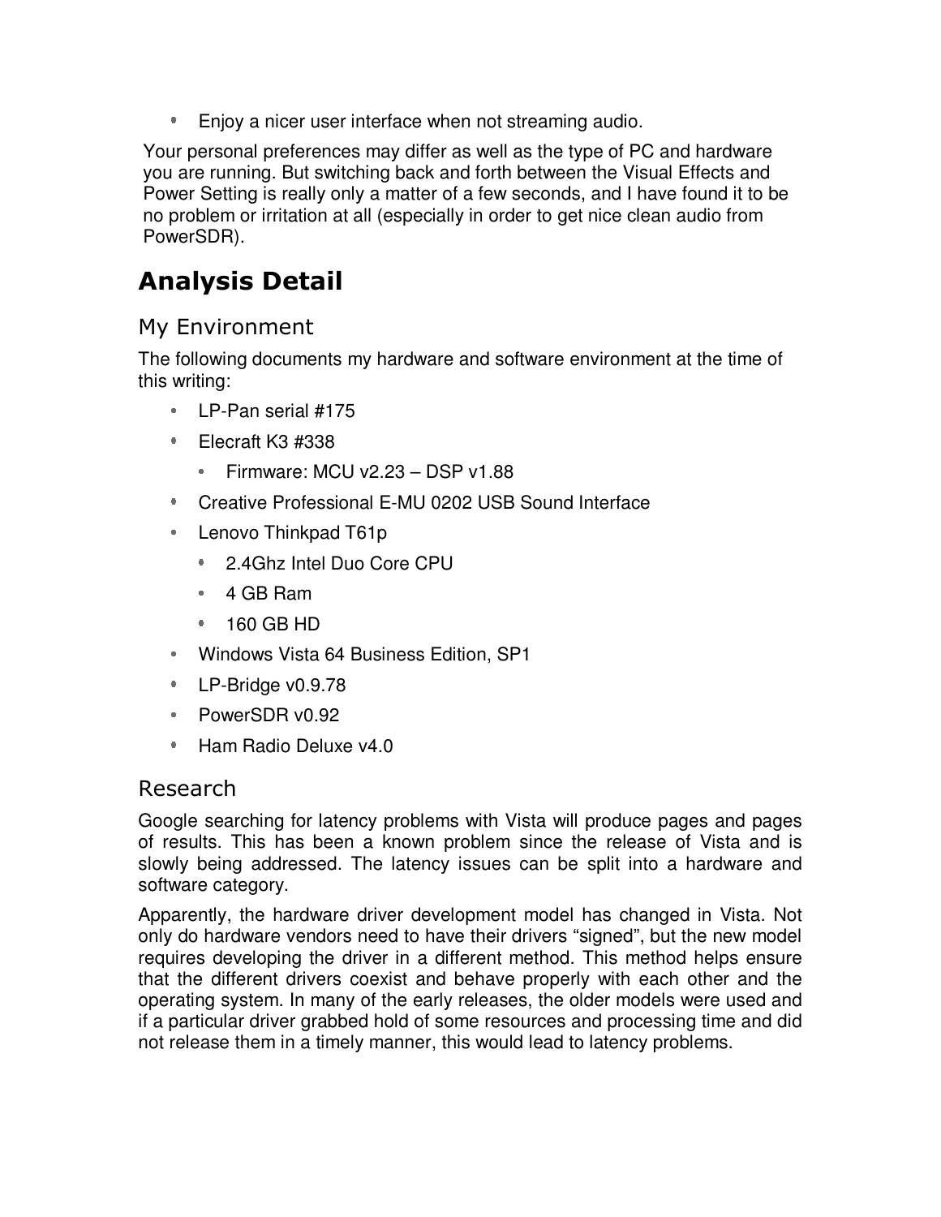- Enjoy a nicer user interface when not streaming audio.

Your personal preferences may differ as well as the type of PC and hardware you are running. But switching back and forth between the Visual Effects and Power Setting is really only a matter of a few seconds, and I have found it to be no problem or irritation at all (especially in order to get nice clean audio from PowerSDR).

# Analysis Detail

## My Environment

The following documents my hardware and software environment at the time of this writing:

- LP-Pan serial #175
- Elecraft K3 #338
  - Firmware: MCU v2.23 – DSP v1.88
- Creative Professional E-MU 0202 USB Sound Interface
- Lenovo Thinkpad T61p
  - 2.4Ghz Intel Duo Core CPU
  - 4 GB Ram
  - 160 GB HD
- Windows Vista 64 Business Edition, SP1
- LP-Bridge v0.9.78
- PowerSDR v0.92
- Ham Radio Deluxe v4.0

## Research

Google searching for latency problems with Vista will produce pages and pages of results. This has been a known problem since the release of Vista and is slowly being addressed. The latency issues can be split into a hardware and software category.

Apparently, the hardware driver development model has changed in Vista. Not only do hardware vendors need to have their drivers "signed", but the new model requires developing the driver in a different method. This method helps ensure that the different drivers coexist and behave properly with each other and the operating system. In many of the early releases, the older models were used and if a particular driver grabbed hold of some resources and processing time and did not release them in a timely manner, this would lead to latency problems.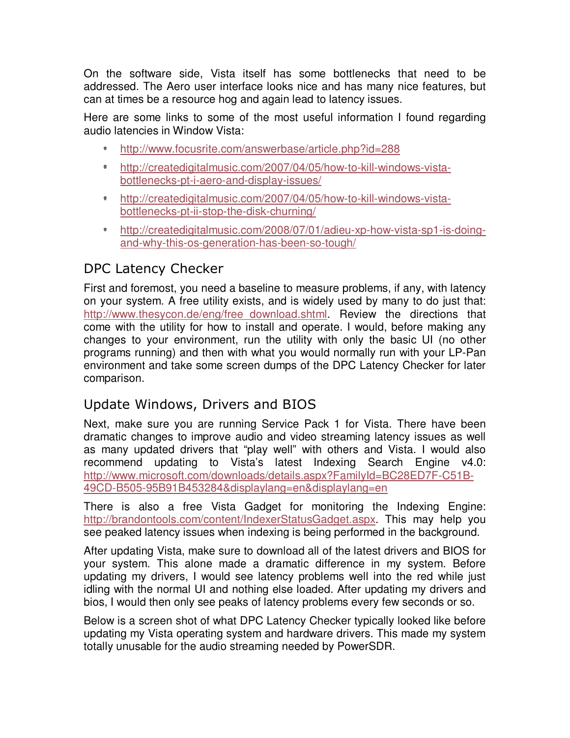On the software side, Vista itself has some bottlenecks that need to be addressed. The Aero user interface looks nice and has many nice features, but can at times be a resource hog and again lead to latency issues.

Here are some links to some of the most useful information I found regarding audio latencies in Window Vista:

- http://www.focusrite.com/answerbase/article.php?id=288
- http://createdigitalmusic.com/2007/04/05/how-to-kill-windows-vista-bottlenecks-pt-i-aero-and-display-issues/
- http://createdigitalmusic.com/2007/04/05/how-to-kill-windows-vista-bottlenecks-pt-ii-stop-the-disk-churning/
- http://createdigitalmusic.com/2008/07/01/adieu-xp-how-vista-sp1-is-doing-and-why-this-os-generation-has-been-so-tough/

## DPC Latency Checker

First and foremost, you need a baseline to measure problems, if any, with latency on your system. A free utility exists, and is widely used by many to do just that: http://www.thesycon.de/eng/free_download.shtml. Review the directions that come with the utility for how to install and operate. I would, before making any changes to your environment, run the utility with only the basic UI (no other programs running) and then with what you would normally run with your LP-Pan environment and take some screen dumps of the DPC Latency Checker for later comparison.

## Update Windows, Drivers and BIOS

Next, make sure you are running Service Pack 1 for Vista. There have been dramatic changes to improve audio and video streaming latency issues as well as many updated drivers that “play well” with others and Vista. I would also recommend updating to Vista’s latest Indexing Search Engine v4.0: http://www.microsoft.com/downloads/details.aspx?FamilyId=BC28ED7F-C51B-49CD-B505-95B91B453284&displaylang=en&displaylang=en

There is also a free Vista Gadget for monitoring the Indexing Engine: http://brandontools.com/content/IndexerStatusGadget.aspx. This may help you see peaked latency issues when indexing is being performed in the background.

After updating Vista, make sure to download all of the latest drivers and BIOS for your system. This alone made a dramatic difference in my system. Before updating my drivers, I would see latency problems well into the red while just idling with the normal UI and nothing else loaded. After updating my drivers and bios, I would then only see peaks of latency problems every few seconds or so.

Below is a screen shot of what DPC Latency Checker typically looked like before updating my Vista operating system and hardware drivers. This made my system totally unusable for the audio streaming needed by PowerSDR.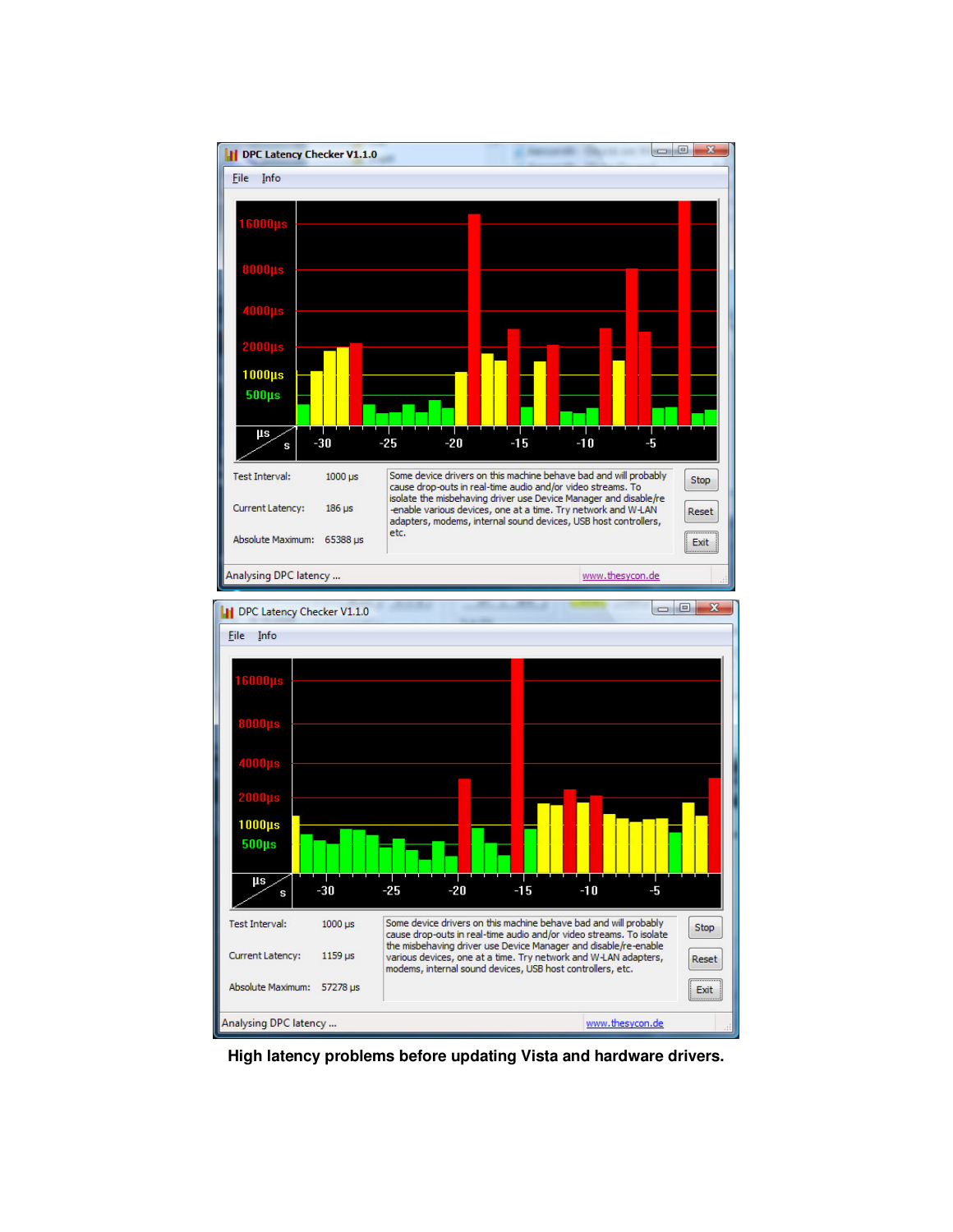DPC Latency Checker V1.1.0

File Info

16000µs
8000µs
4000µs
2000µs
1000µs
500µs

µs s -30 -25 -20 -15 -10 -5

Test Interval: 1000 µs

Current Latency: 186 µs

Absolute Maximum: 65388 µs

Some device drivers on this machine behave bad and will probably cause drop-outs in real-time audio and/or video streams. To isolate the misbehaving driver use Device Manager and disable/re-enable various devices, one at a time. Try network and W-LAN adapters, modems, internal sound devices, USB host controllers, etc.

Stop Reset Exit

Analysing DPC latency ... www.thesycon.de

DPC Latency Checker V1.1.0

File Info

16000µs
8000µs
4000µs
2000µs
1000µs
500µs

µs s -30 -25 -20 -15 -10 -5

Test Interval: 1000 µs

Current Latency: 1159 µs

Absolute Maximum: 57278 µs

Some device drivers on this machine behave bad and will probably cause drop-outs in real-time audio and/or video streams. To isolate the misbehaving driver use Device Manager and disable/re-enable various devices, one at a time. Try network and W-LAN adapters, modems, internal sound devices, USB host controllers, etc.

Stop Reset Exit

Analysing DPC latency ... www.thesycon.de

**High latency problems before updating Vista and hardware drivers.**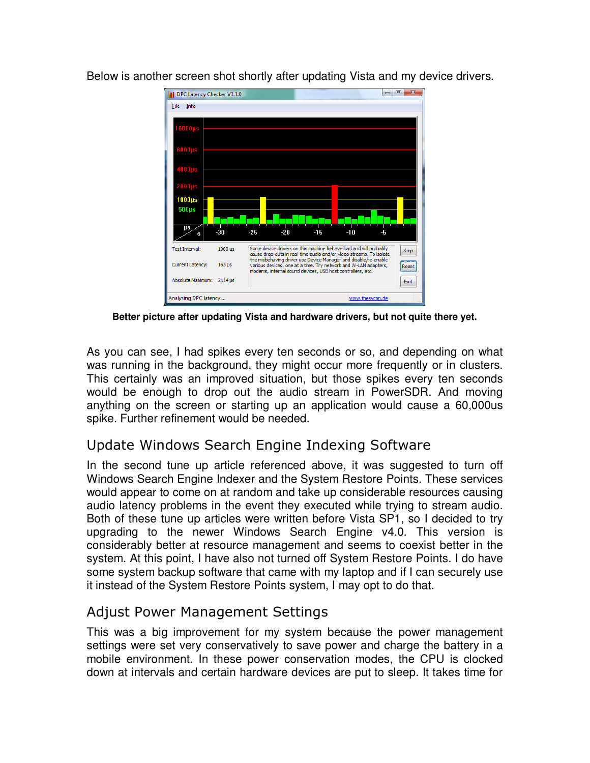Below is another screen shot shortly after updating Vista and my device drivers.

**Better picture after updating Vista and hardware drivers, but not quite there yet.**

As you can see, I had spikes every ten seconds or so, and depending on what was running in the background, they might occur more frequently or in clusters. This certainly was an improved situation, but those spikes every ten seconds would be enough to drop out the audio stream in PowerSDR. And moving anything on the screen or starting up an application would cause a 60,000us spike. Further refinement would be needed.

## Update Windows Search Engine Indexing Software

In the second tune up article referenced above, it was suggested to turn off Windows Search Engine Indexer and the System Restore Points. These services would appear to come on at random and take up considerable resources causing audio latency problems in the event they executed while trying to stream audio. Both of these tune up articles were written before Vista SP1, so I decided to try upgrading to the newer Windows Search Engine v4.0. This version is considerably better at resource management and seems to coexist better in the system. At this point, I have also not turned off System Restore Points. I do have some system backup software that came with my laptop and if I can securely use it instead of the System Restore Points system, I may opt to do that.

## Adjust Power Management Settings

This was a big improvement for my system because the power management settings were set very conservatively to save power and charge the battery in a mobile environment. In these power conservation modes, the CPU is clocked down at intervals and certain hardware devices are put to sleep. It takes time for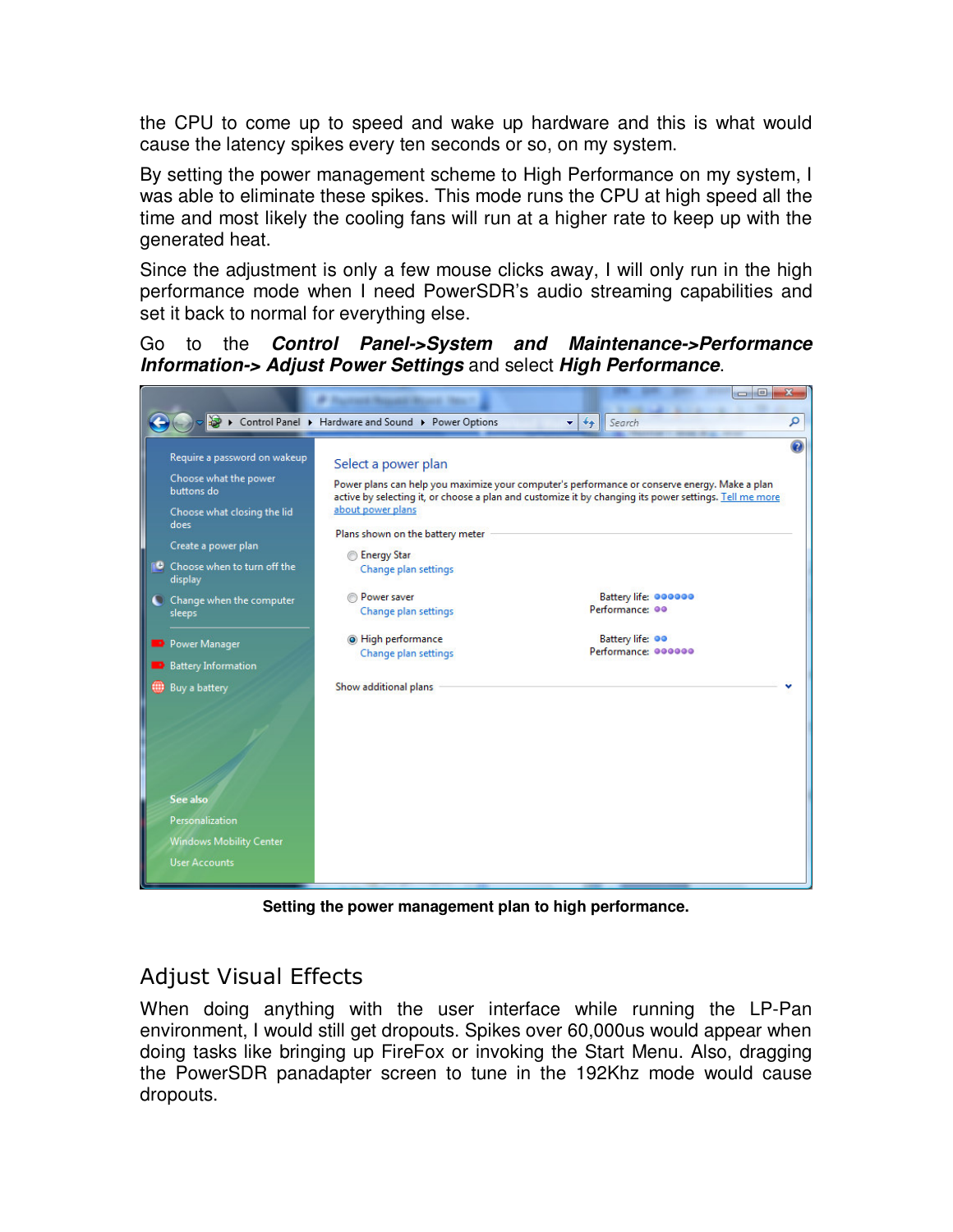the CPU to come up to speed and wake up hardware and this is what would cause the latency spikes every ten seconds or so, on my system.

By setting the power management scheme to High Performance on my system, I was able to eliminate these spikes. This mode runs the CPU at high speed all the time and most likely the cooling fans will run at a higher rate to keep up with the generated heat.

Since the adjustment is only a few mouse clicks away, I will only run in the high performance mode when I need PowerSDR's audio streaming capabilities and set it back to normal for everything else.

Go to the ***Control Panel->System and Maintenance->Performance Information-> Adjust Power Settings*** and select ***High Performance***.

**Setting the power management plan to high performance.**

## Adjust Visual Effects

When doing anything with the user interface while running the LP-Pan environment, I would still get dropouts. Spikes over 60,000us would appear when doing tasks like bringing up FireFox or invoking the Start Menu. Also, dragging the PowerSDR panadapter screen to tune in the 192Khz mode would cause dropouts.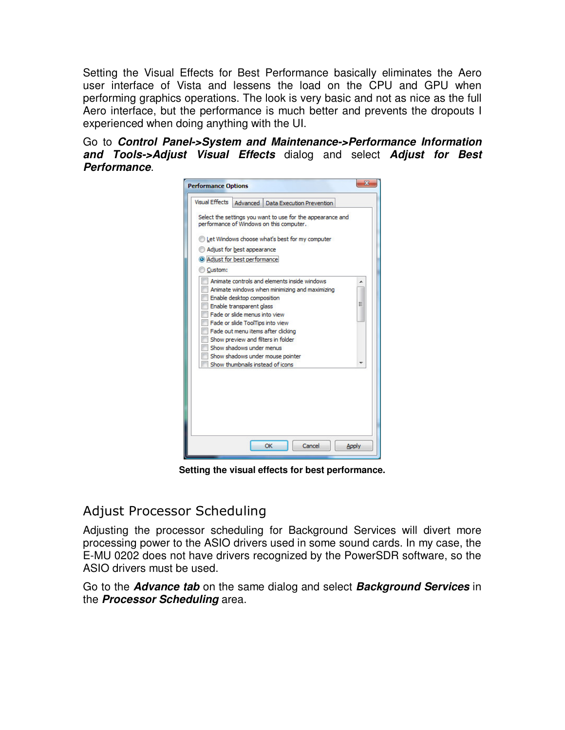Setting the Visual Effects for Best Performance basically eliminates the Aero user interface of Vista and lessens the load on the CPU and GPU when performing graphics operations. The look is very basic and not as nice as the full Aero interface, but the performance is much better and prevents the dropouts I experienced when doing anything with the UI.

Go to ***Control Panel->System and Maintenance->Performance Information and Tools->Adjust Visual Effects*** dialog and select ***Adjust for Best Performance***.

**Setting the visual effects for best performance.**

## Adjust Processor Scheduling

Adjusting the processor scheduling for Background Services will divert more processing power to the ASIO drivers used in some sound cards. In my case, the E-MU 0202 does not have drivers recognized by the PowerSDR software, so the ASIO drivers must be used.

Go to the ***Advance tab*** on the same dialog and select ***Background Services*** in the ***Processor Scheduling*** area.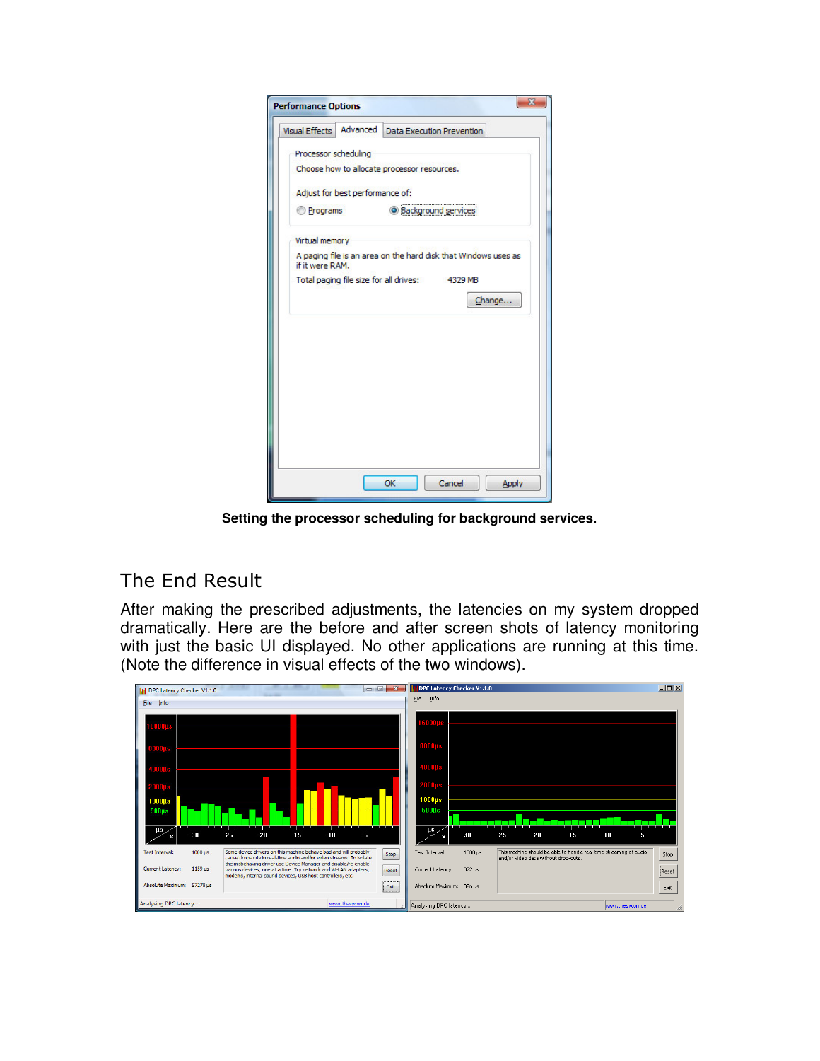**Setting the processor scheduling for background services.**

## The End Result

After making the prescribed adjustments, the latencies on my system dropped dramatically. Here are the before and after screen shots of latency monitoring with just the basic UI displayed. No other applications are running at this time. (Note the difference in visual effects of the two windows).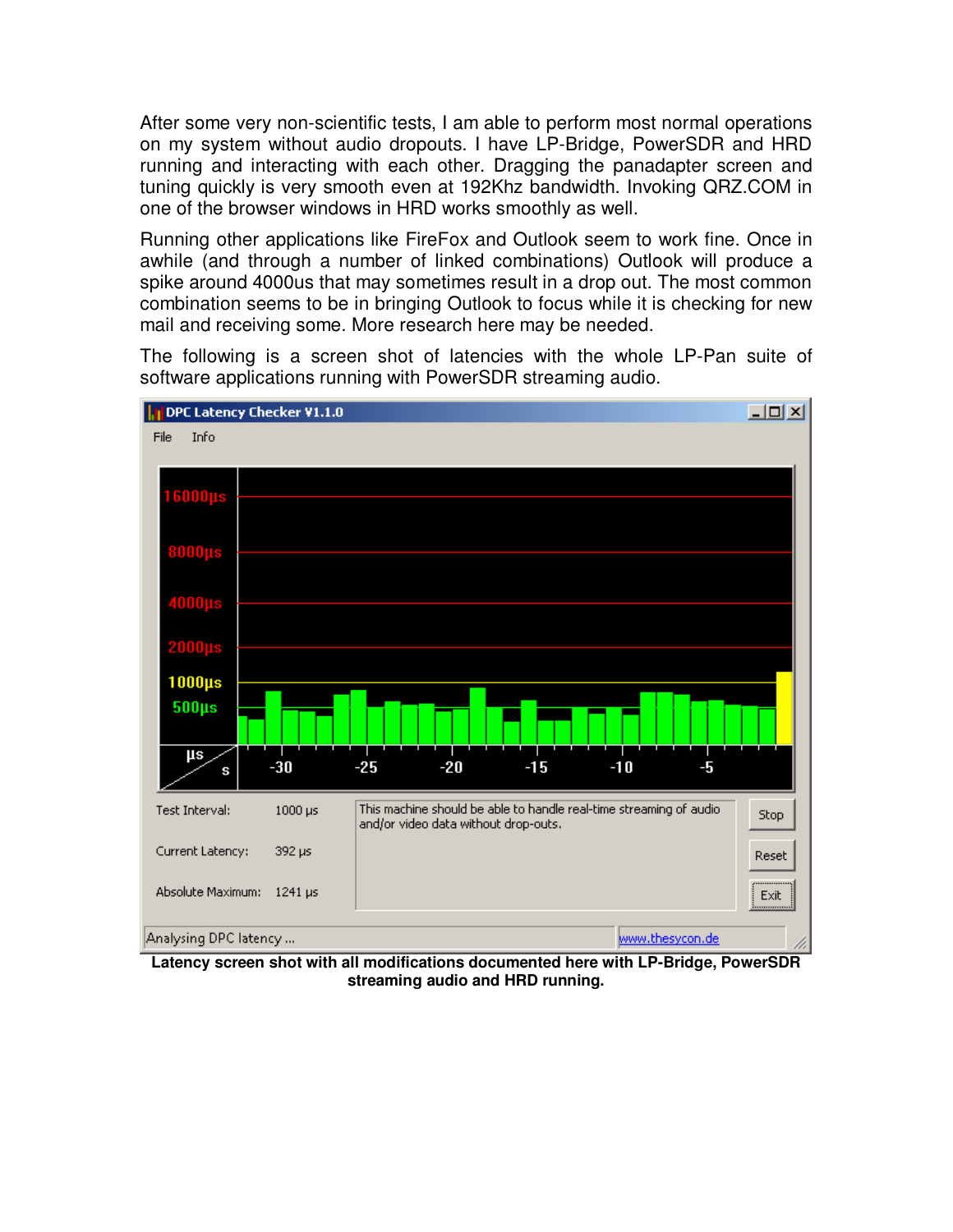After some very non-scientific tests, I am able to perform most normal operations on my system without audio dropouts. I have LP-Bridge, PowerSDR and HRD running and interacting with each other. Dragging the panadapter screen and tuning quickly is very smooth even at 192Khz bandwidth. Invoking QRZ.COM in one of the browser windows in HRD works smoothly as well.

Running other applications like FireFox and Outlook seem to work fine. Once in awhile (and through a number of linked combinations) Outlook will produce a spike around 4000us that may sometimes result in a drop out. The most common combination seems to be in bringing Outlook to focus while it is checking for new mail and receiving some. More research here may be needed.

The following is a screen shot of latencies with the whole LP-Pan suite of software applications running with PowerSDR streaming audio.

**Latency screen shot with all modifications documented here with LP-Bridge, PowerSDR streaming audio and HRD running.**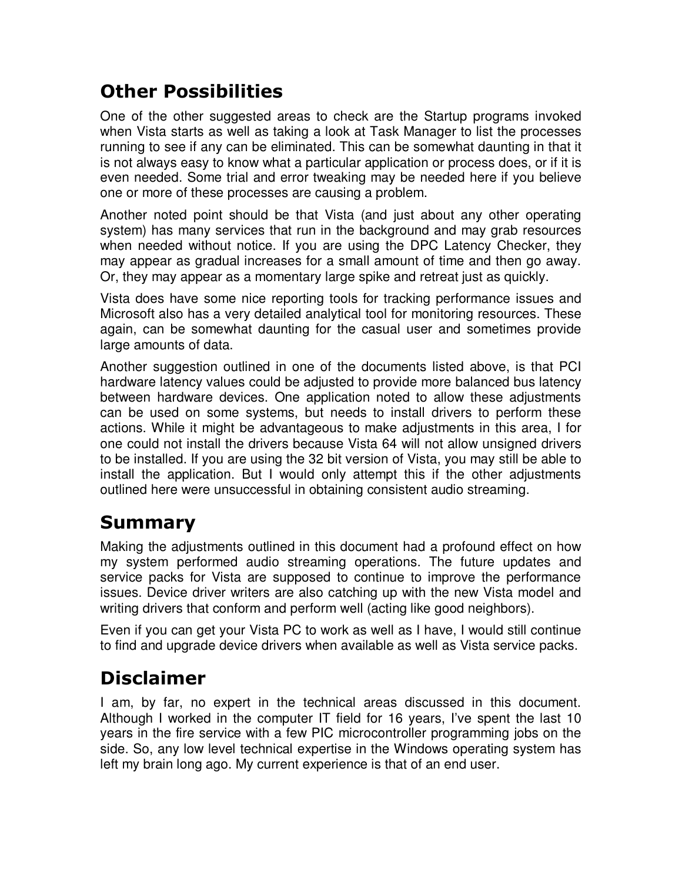## Other Possibilities

One of the other suggested areas to check are the Startup programs invoked when Vista starts as well as taking a look at Task Manager to list the processes running to see if any can be eliminated. This can be somewhat daunting in that it is not always easy to know what a particular application or process does, or if it is even needed. Some trial and error tweaking may be needed here if you believe one or more of these processes are causing a problem.

Another noted point should be that Vista (and just about any other operating system) has many services that run in the background and may grab resources when needed without notice. If you are using the DPC Latency Checker, they may appear as gradual increases for a small amount of time and then go away. Or, they may appear as a momentary large spike and retreat just as quickly.

Vista does have some nice reporting tools for tracking performance issues and Microsoft also has a very detailed analytical tool for monitoring resources. These again, can be somewhat daunting for the casual user and sometimes provide large amounts of data.

Another suggestion outlined in one of the documents listed above, is that PCI hardware latency values could be adjusted to provide more balanced bus latency between hardware devices. One application noted to allow these adjustments can be used on some systems, but needs to install drivers to perform these actions. While it might be advantageous to make adjustments in this area, I for one could not install the drivers because Vista 64 will not allow unsigned drivers to be installed. If you are using the 32 bit version of Vista, you may still be able to install the application. But I would only attempt this if the other adjustments outlined here were unsuccessful in obtaining consistent audio streaming.

## Summary

Making the adjustments outlined in this document had a profound effect on how my system performed audio streaming operations. The future updates and service packs for Vista are supposed to continue to improve the performance issues. Device driver writers are also catching up with the new Vista model and writing drivers that conform and perform well (acting like good neighbors).

Even if you can get your Vista PC to work as well as I have, I would still continue to find and upgrade device drivers when available as well as Vista service packs.

## Disclaimer

I am, by far, no expert in the technical areas discussed in this document. Although I worked in the computer IT field for 16 years, I've spent the last 10 years in the fire service with a few PIC microcontroller programming jobs on the side. So, any low level technical expertise in the Windows operating system has left my brain long ago. My current experience is that of an end user.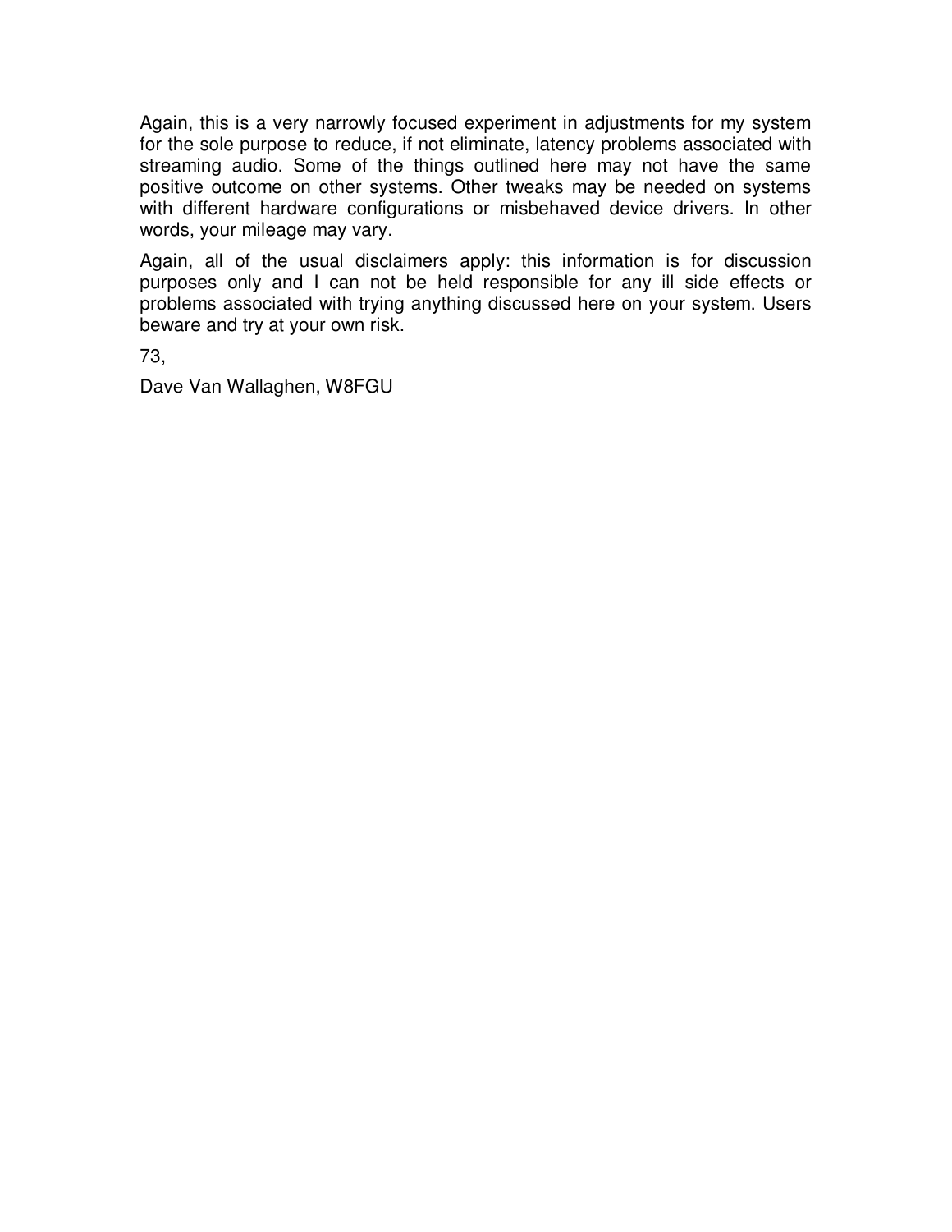Again, this is a very narrowly focused experiment in adjustments for my system for the sole purpose to reduce, if not eliminate, latency problems associated with streaming audio. Some of the things outlined here may not have the same positive outcome on other systems. Other tweaks may be needed on systems with different hardware configurations or misbehaved device drivers. In other words, your mileage may vary.

Again, all of the usual disclaimers apply: this information is for discussion purposes only and I can not be held responsible for any ill side effects or problems associated with trying anything discussed here on your system. Users beware and try at your own risk.

73,

Dave Van Wallaghen, W8FGU